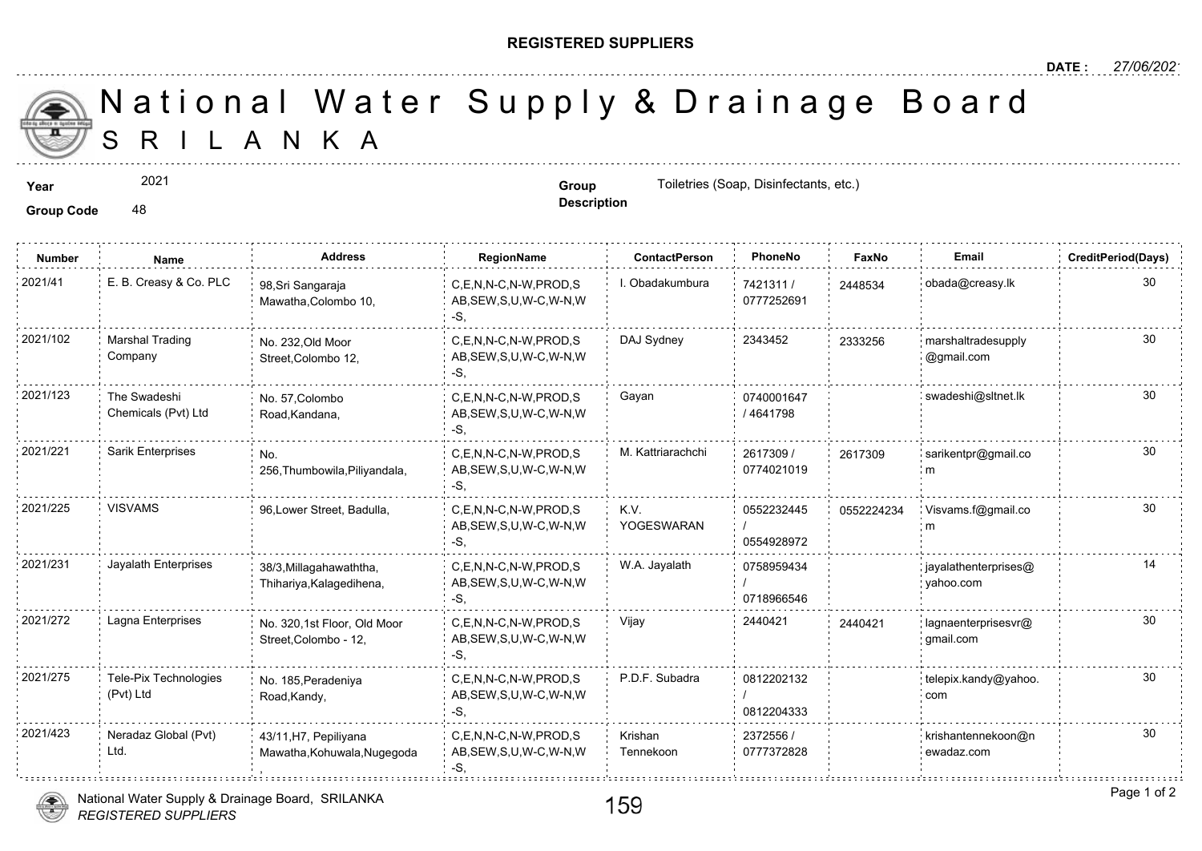**REGISTERED SUPPLIERS**

**DATE :** 27/06/2021

# National Water Supply & Drainage Board
## SRILANKA

**Year** 2021

**Group Code** 48

**Group Description** Toiletries (Soap, Disinfectants, etc.)

| Number | Name | Address | RegionName | ContactPerson | PhoneNo | FaxNo | Email | CreditPeriod(Days) |
|---|---|---|---|---|---|---|---|---|
| 2021/41 | E. B. Creasy & Co. PLC | 98,Sri Sangaraja Mawatha,Colombo 10, | C,E,N,N-C,N-W,PROD,SAB,SEW,S,U,W-C,W-N,W-S, | I. Obadakumbura | 7421311 / 0777252691 | 2448534 | obada@creasy.lk | 30 |
| 2021/102 | Marshal Trading Company | No. 232,Old Moor Street,Colombo 12, | C,E,N,N-C,N-W,PROD,SAB,SEW,S,U,W-C,W-N,W-S, | DAJ Sydney | 2343452 | 2333256 | marshaltradesupply@gmail.com | 30 |
| 2021/123 | The Swadeshi Chemicals (Pvt) Ltd | No. 57,Colombo Road,Kandana, | C,E,N,N-C,N-W,PROD,SAB,SEW,S,U,W-C,W-N,W-S, | Gayan | 0740001647 / 4641798 | | swadeshi@sltnet.lk | 30 |
| 2021/221 | Sarik Enterprises | No. 256,Thumbowila,Piliyandala, | C,E,N,N-C,N-W,PROD,SAB,SEW,S,U,W-C,W-N,W-S, | M. Kattriarachchi | 2617309 / 0774021019 | 2617309 | sarikentpr@gmail.com | 30 |
| 2021/225 | VISVAMS | 96,Lower Street, Badulla, | C,E,N,N-C,N-W,PROD,SAB,SEW,S,U,W-C,W-N,W-S, | K.V. YOGESWARAN | 0552232445 / 0554928972 | 0552224234 | Visvams.f@gmail.com | 30 |
| 2021/231 | Jayalath Enterprises | 38/3,Millagahawaththa, Thihariya,Kalagedihena, | C,E,N,N-C,N-W,PROD,SAB,SEW,S,U,W-C,W-N,W-S, | W.A. Jayalath | 0758959434 / 0718966546 | | jayalathenterprises@yahoo.com | 14 |
| 2021/272 | Lagna Enterprises | No. 320,1st Floor, Old Moor Street,Colombo - 12, | C,E,N,N-C,N-W,PROD,SAB,SEW,S,U,W-C,W-N,W-S, | Vijay | 2440421 | 2440421 | lagnaenterprisesvr@gmail.com | 30 |
| 2021/275 | Tele-Pix Technologies (Pvt) Ltd | No. 185,Peradeniya Road,Kandy, | C,E,N,N-C,N-W,PROD,SAB,SEW,S,U,W-C,W-N,W-S, | P.D.F. Subadra | 0812202132 / 0812204333 | | telepix.kandy@yahoo.com | 30 |
| 2021/423 | Neradaz Global (Pvt) Ltd. | 43/11,H7, Pepiliyana Mawatha,Kohuwala,Nugegoda , | C,E,N,N-C,N-W,PROD,SAB,SEW,S,U,W-C,W-N,W-S, | Krishan Tennekoon | 2372556 / 0777372828 | | krishantennekoon@newadaz.com | 30 |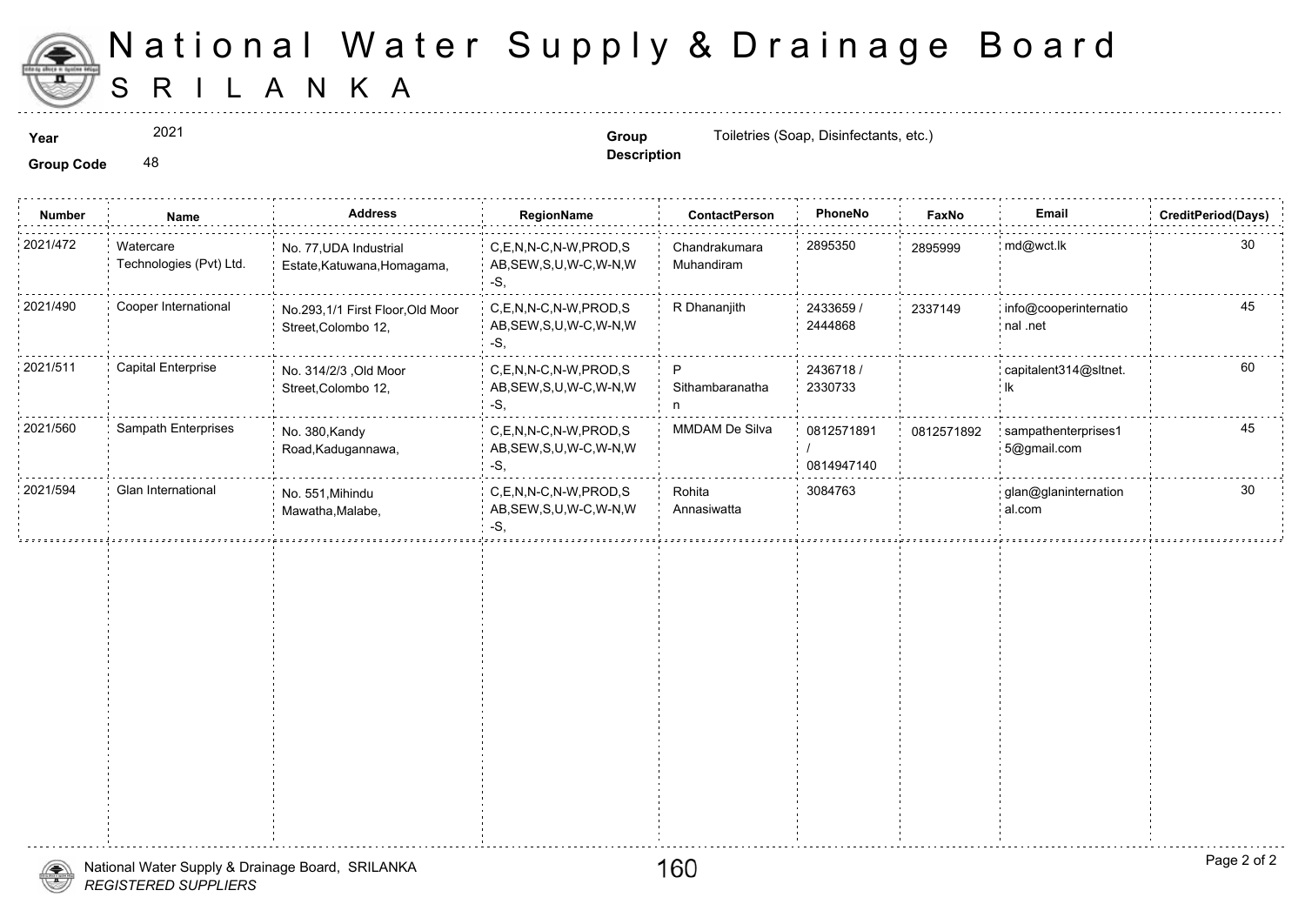# National Water Supply & Drainage Board

# SRILANKA

**Year** 2021

**Group Code** 48

**Group Description** Toiletries (Soap, Disinfectants, etc.)

| Number | Name | Address | RegionName | ContactPerson | PhoneNo | FaxNo | Email | CreditPeriod(Days) |
|---|---|---|---|---|---|---|---|---|
| 2021/472 | Watercare Technologies (Pvt) Ltd. | No. 77,UDA Industrial Estate,Katuwana,Homagama, | C,E,N,N-C,N-W,PROD,SAB,SEW,S,U,W-C,W-N,W-S, | Chandrakumara Muhandiram | 2895350 | 2895999 | md@wct.lk | 30 |
| 2021/490 | Cooper International | No.293,1/1 First Floor,Old Moor Street,Colombo 12, | C,E,N,N-C,N-W,PROD,SAB,SEW,S,U,W-C,W-N,W-S, | R Dhananjith | 2433659 / 2444868 | 2337149 | info@cooperinternational .net | 45 |
| 2021/511 | Capital Enterprise | No. 314/2/3 ,Old Moor Street,Colombo 12, | C,E,N,N-C,N-W,PROD,SAB,SEW,S,U,W-C,W-N,W-S, | P Sithambaranathan | 2436718 / 2330733 | | capitalent314@sltnet.lk | 60 |
| 2021/560 | Sampath Enterprises | No. 380,Kandy Road,Kadugannawa, | C,E,N,N-C,N-W,PROD,SAB,SEW,S,U,W-C,W-N,W-S, | MMDAM De Silva | 0812571891 / 0814947140 | 0812571892 | sampathenterprises15@gmail.com | 45 |
| 2021/594 | Glan International | No. 551,Mihindu Mawatha,Malabe, | C,E,N,N-C,N-W,PROD,SAB,SEW,S,U,W-C,W-N,W-S, | Rohita Annasiwatta | 3084763 | | glan@glaninternational.com | 30 |

National Water Supply & Drainage Board, SRILANKA
*REGISTERED SUPPLIERS*

160